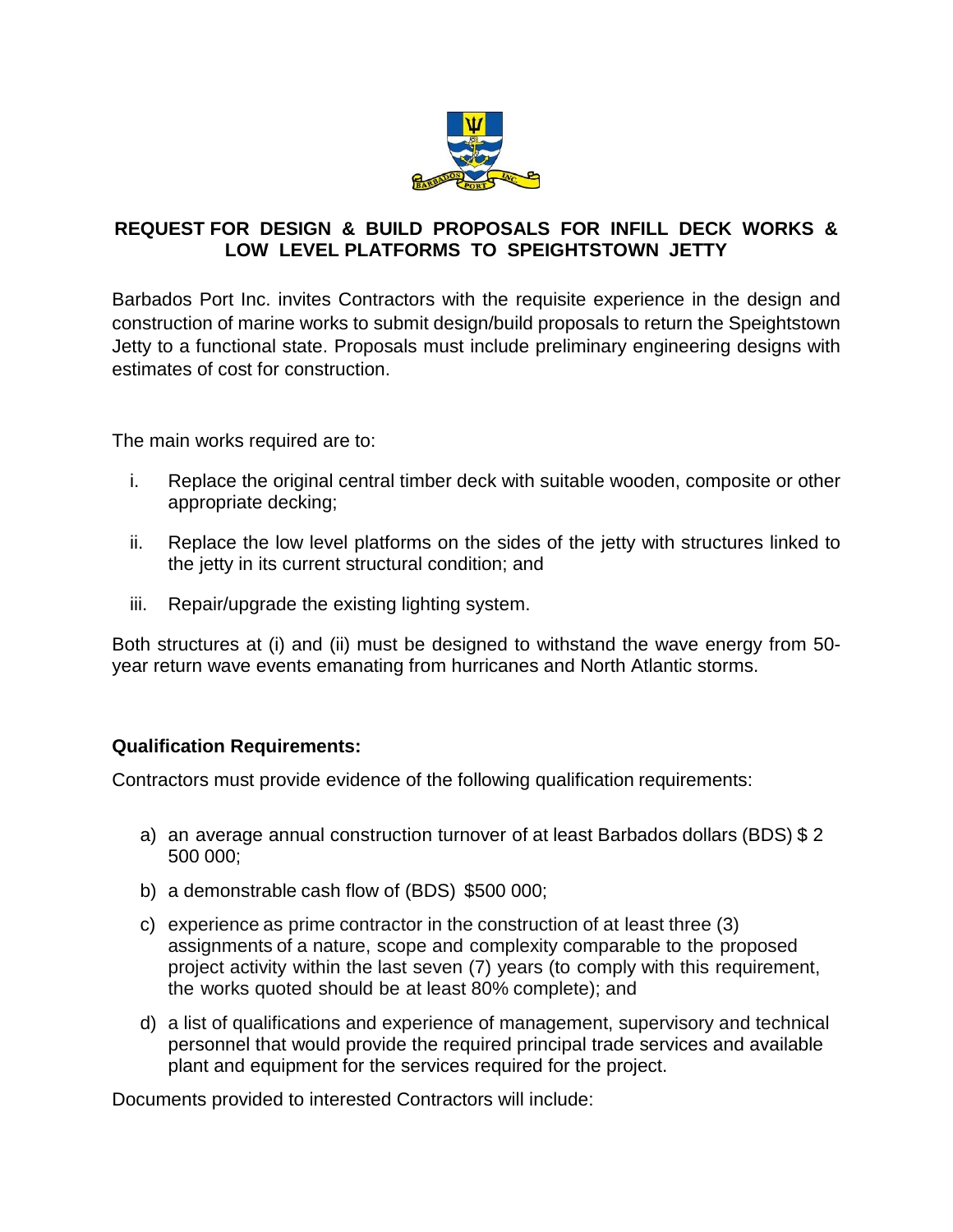# REQUEST FOR DESIGN & BUILD PROPOSALS FOR INFILL DECK WORKS & LOW LEVEL PLATFORMS TO SPEIGHTSTOWN JETTY

Barbados Port Inc. invites Contractors with the requisite experience in the design and construction of marine works to submit design/build proposals to return the Speightstown Jetty to a functional state. Proposals must include preliminary engineering designs with estimates of cost for construction.

The main works required are to:

i. Replace the original central timber deck with suitable wooden, composite or other appropriate decking;

ii. Replace the low level platforms on the sides of the jetty with structures linked to the jetty in its current structural condition; and

iii. Repair/upgrade the existing lighting system.

Both structures at (i) and (ii) must be designed to withstand the wave energy from 50-year return wave events emanating from hurricanes and North Atlantic storms.

**Qualification Requirements:**

Contractors must provide evidence of the following qualification requirements:

a) an average annual construction turnover of at least Barbados dollars (BDS) $ 2 500 000;

b) a demonstrable cash flow of (BDS) $500 000;

c) experience as prime contractor in the construction of at least three (3) assignments of a nature, scope and complexity comparable to the proposed project activity within the last seven (7) years (to comply with this requirement, the works quoted should be at least 80% complete); and

d) a list of qualifications and experience of management, supervisory and technical personnel that would provide the required principal trade services and available plant and equipment for the services required for the project.

Documents provided to interested Contractors will include: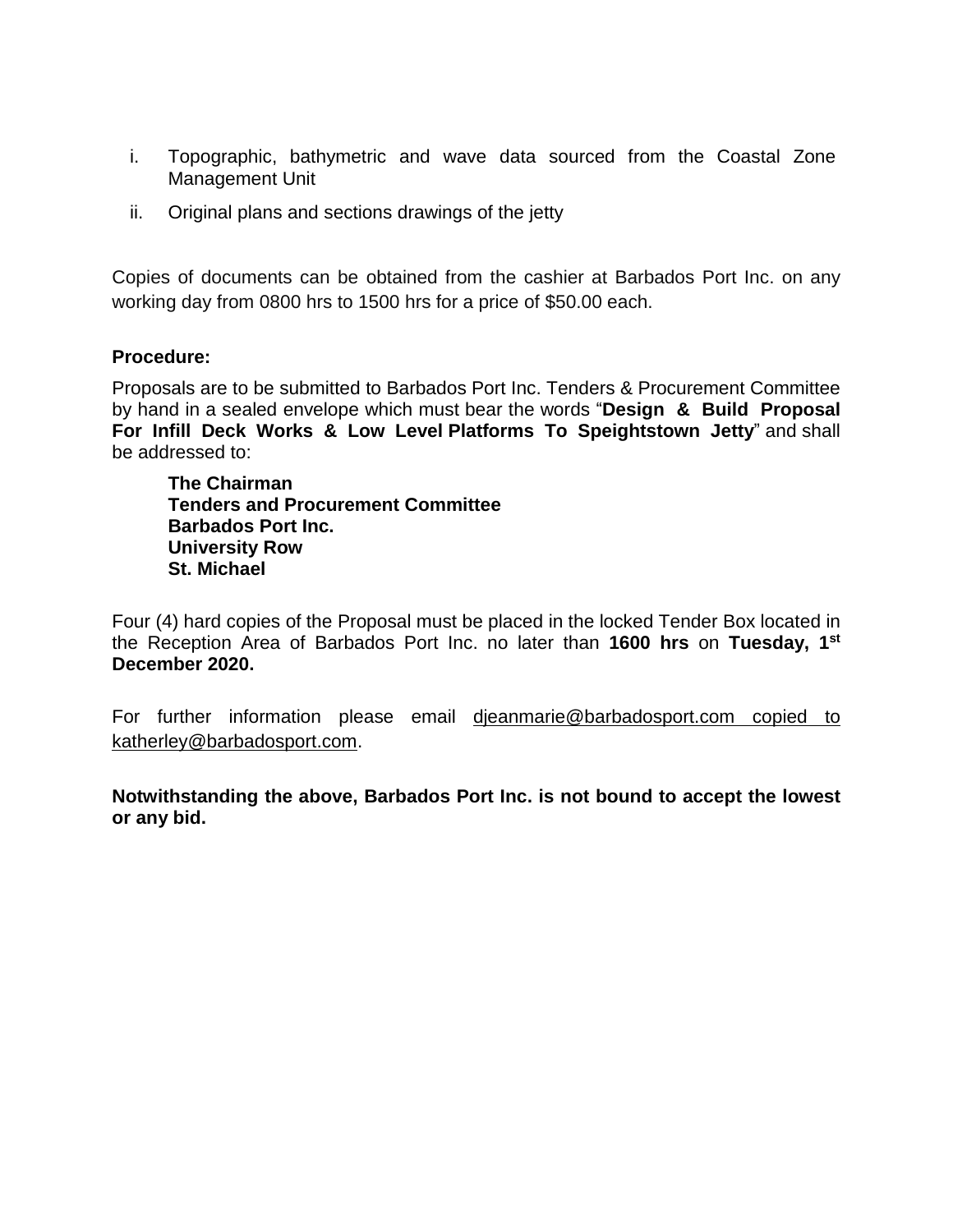i. Topographic, bathymetric and wave data sourced from the Coastal Zone Management Unit
ii. Original plans and sections drawings of the jetty

Copies of documents can be obtained from the cashier at Barbados Port Inc. on any working day from 0800 hrs to 1500 hrs for a price of $50.00 each.

**Procedure:**

Proposals are to be submitted to Barbados Port Inc. Tenders & Procurement Committee by hand in a sealed envelope which must bear the words "**Design & Build Proposal For Infill Deck Works & Low Level Platforms To Speightstown Jetty**" and shall be addressed to:

**The Chairman**
**Tenders and Procurement Committee**
**Barbados Port Inc.**
**University Row**
**St. Michael**

Four (4) hard copies of the Proposal must be placed in the locked Tender Box located in the Reception Area of Barbados Port Inc. no later than **1600 hrs** on **Tuesday, 1st December 2020.**

For further information please email djeanmarie@barbadosport.com copied to katherley@barbadosport.com.

**Notwithstanding the above, Barbados Port Inc. is not bound to accept the lowest or any bid.**